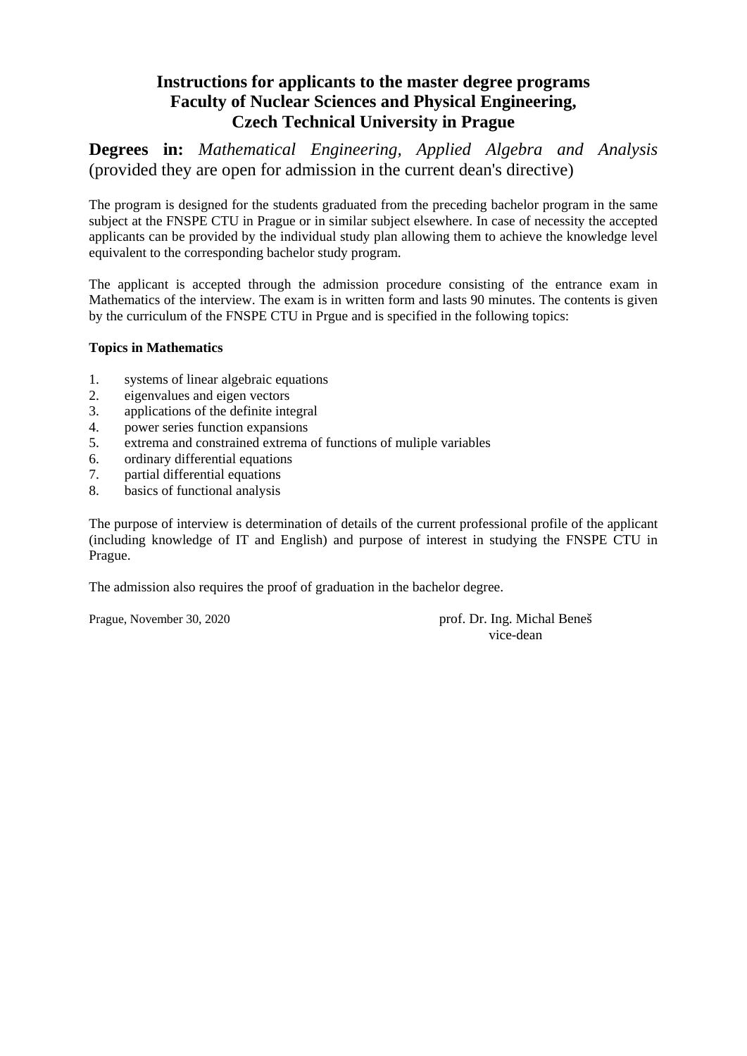# Instructions for applicants to the master degree programs
# Faculty of Nuclear Sciences and Physical Engineering, Czech Technical University in Prague

**Degrees in:** *Mathematical Engineering, Applied Algebra and Analysis* (provided they are open for admission in the current dean's directive)

The program is designed for the students graduated from the preceding bachelor program in the same subject at the FNSPE CTU in Prague or in similar subject elsewhere. In case of necessity the accepted applicants can be provided by the individual study plan allowing them to achieve the knowledge level equivalent to the corresponding bachelor study program.

The applicant is accepted through the admission procedure consisting of the entrance exam in Mathematics of the interview. The exam is in written form and lasts 90 minutes. The contents is given by the curriculum of the FNSPE CTU in Prgue and is specified in the following topics:

**Topics in Mathematics**

1. systems of linear algebraic equations
2. eigenvalues and eigen vectors
3. applications of the definite integral
4. power series function expansions
5. extrema and constrained extrema of functions of muliple variables
6. ordinary differential equations
7. partial differential equations
8. basics of functional analysis

The purpose of interview is determination of details of the current professional profile of the applicant (including knowledge of IT and English) and purpose of interest in studying the FNSPE CTU in Prague.

The admission also requires the proof of graduation in the bachelor degree.

Prague, November 30, 2020

prof. Dr. Ing. Michal Beneš
vice-dean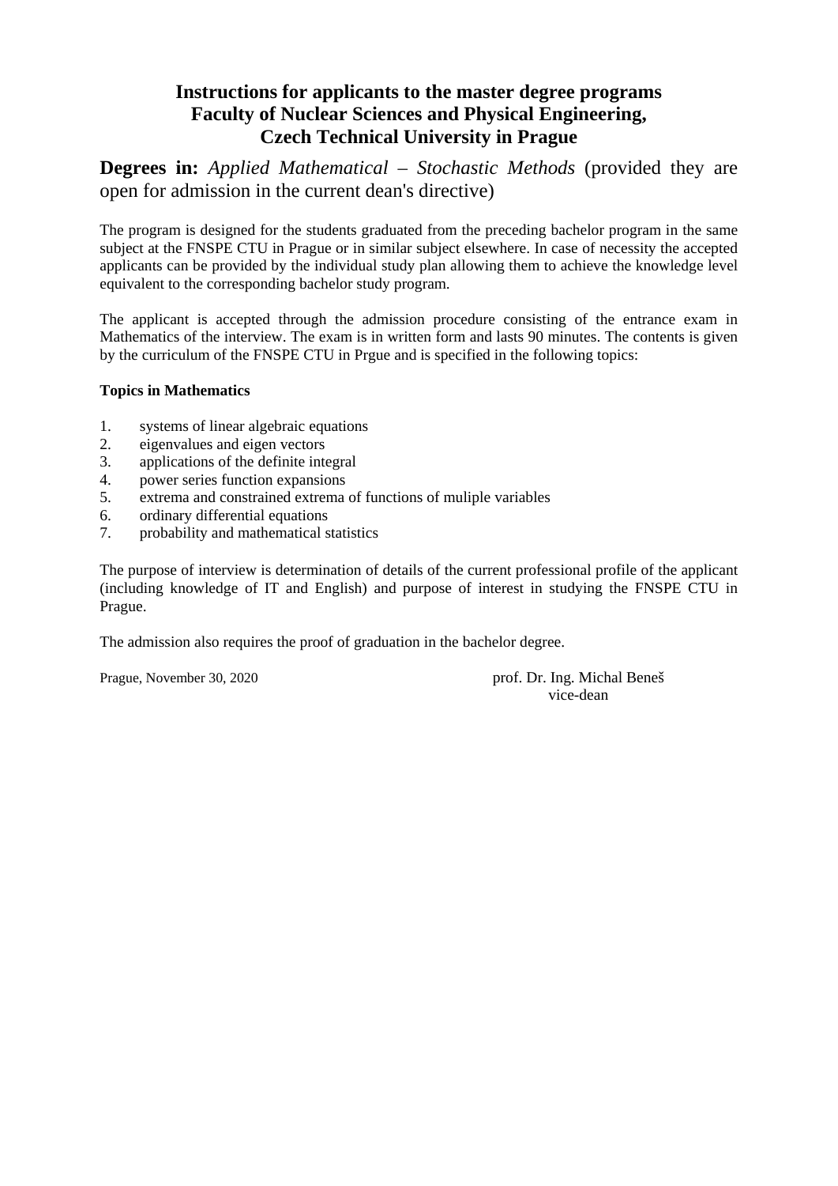# Instructions for applicants to the master degree programs
# Faculty of Nuclear Sciences and Physical Engineering,
# Czech Technical University in Prague

**Degrees in:** *Applied Mathematical – Stochastic Methods* (provided they are open for admission in the current dean's directive)

The program is designed for the students graduated from the preceding bachelor program in the same subject at the FNSPE CTU in Prague or in similar subject elsewhere. In case of necessity the accepted applicants can be provided by the individual study plan allowing them to achieve the knowledge level equivalent to the corresponding bachelor study program.

The applicant is accepted through the admission procedure consisting of the entrance exam in Mathematics of the interview. The exam is in written form and lasts 90 minutes. The contents is given by the curriculum of the FNSPE CTU in Prgue and is specified in the following topics:

**Topics in Mathematics**

1. systems of linear algebraic equations
2. eigenvalues and eigen vectors
3. applications of the definite integral
4. power series function expansions
5. extrema and constrained extrema of functions of muliple variables
6. ordinary differential equations
7. probability and mathematical statistics

The purpose of interview is determination of details of the current professional profile of the applicant (including knowledge of IT and English) and purpose of interest in studying the FNSPE CTU in Prague.

The admission also requires the proof of graduation in the bachelor degree.

Prague, November 30, 2020

prof. Dr. Ing. Michal Beneš
vice-dean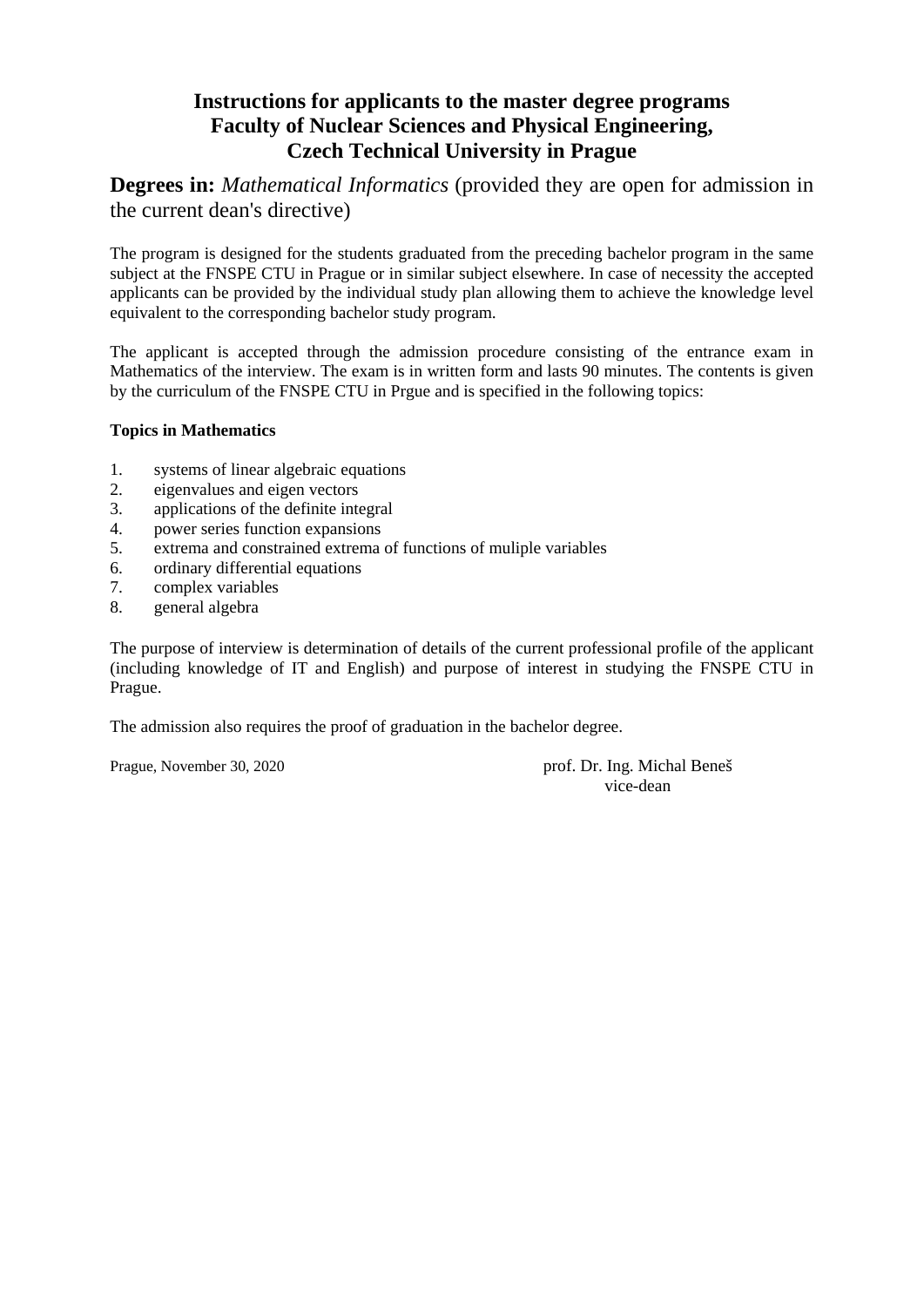# Instructions for applicants to the master degree programs
# Faculty of Nuclear Sciences and Physical Engineering, Czech Technical University in Prague

**Degrees in:** *Mathematical Informatics* (provided they are open for admission in the current dean's directive)

The program is designed for the students graduated from the preceding bachelor program in the same subject at the FNSPE CTU in Prague or in similar subject elsewhere. In case of necessity the accepted applicants can be provided by the individual study plan allowing them to achieve the knowledge level equivalent to the corresponding bachelor study program.

The applicant is accepted through the admission procedure consisting of the entrance exam in Mathematics of the interview. The exam is in written form and lasts 90 minutes. The contents is given by the curriculum of the FNSPE CTU in Prgue and is specified in the following topics:

**Topics in Mathematics**

1. systems of linear algebraic equations
2. eigenvalues and eigen vectors
3. applications of the definite integral
4. power series function expansions
5. extrema and constrained extrema of functions of muliple variables
6. ordinary differential equations
7. complex variables
8. general algebra

The purpose of interview is determination of details of the current professional profile of the applicant (including knowledge of IT and English) and purpose of interest in studying the FNSPE CTU in Prague.

The admission also requires the proof of graduation in the bachelor degree.

Prague, November 30, 2020

prof. Dr. Ing. Michal Beneš
vice-dean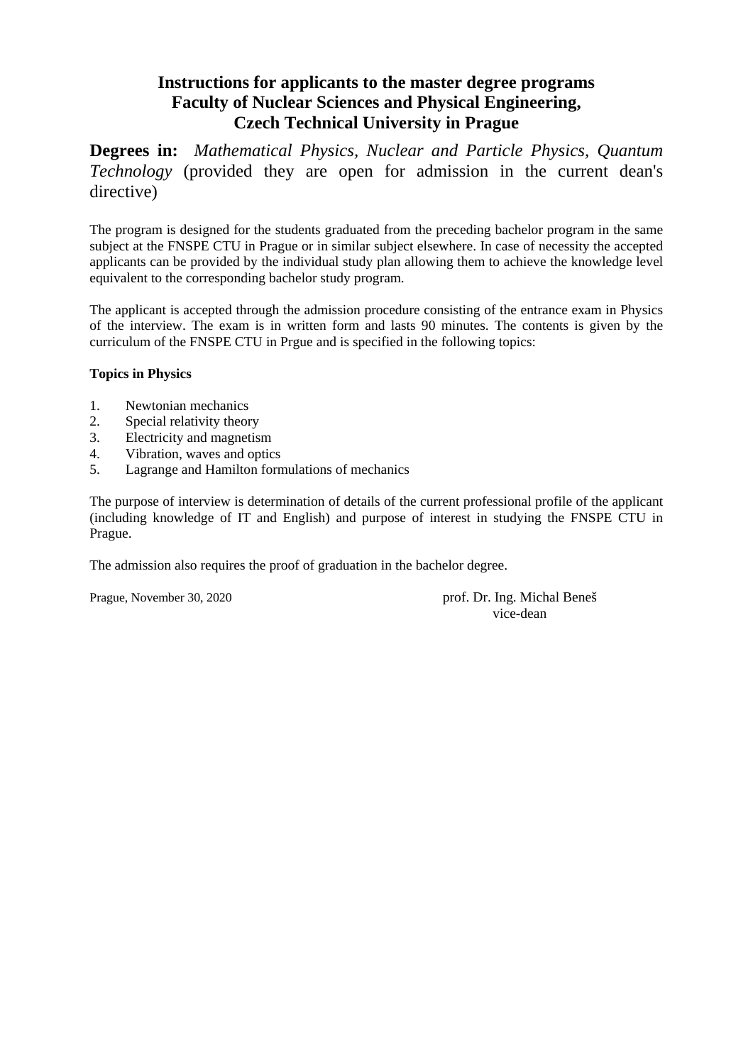# Instructions for applicants to the master degree programs
# Faculty of Nuclear Sciences and Physical Engineering, Czech Technical University in Prague

**Degrees in:** *Mathematical Physics*, *Nuclear and Particle Physics*, *Quantum Technology* (provided they are open for admission in the current dean's directive)

The program is designed for the students graduated from the preceding bachelor program in the same subject at the FNSPE CTU in Prague or in similar subject elsewhere. In case of necessity the accepted applicants can be provided by the individual study plan allowing them to achieve the knowledge level equivalent to the corresponding bachelor study program.

The applicant is accepted through the admission procedure consisting of the entrance exam in Physics of the interview. The exam is in written form and lasts 90 minutes. The contents is given by the curriculum of the FNSPE CTU in Prgue and is specified in the following topics:

**Topics in Physics**

1. Newtonian mechanics
2. Special relativity theory
3. Electricity and magnetism
4. Vibration, waves and optics
5. Lagrange and Hamilton formulations of mechanics

The purpose of interview is determination of details of the current professional profile of the applicant (including knowledge of IT and English) and purpose of interest in studying the FNSPE CTU in Prague.

The admission also requires the proof of graduation in the bachelor degree.

Prague, November 30, 2020

prof. Dr. Ing. Michal Beneš
vice-dean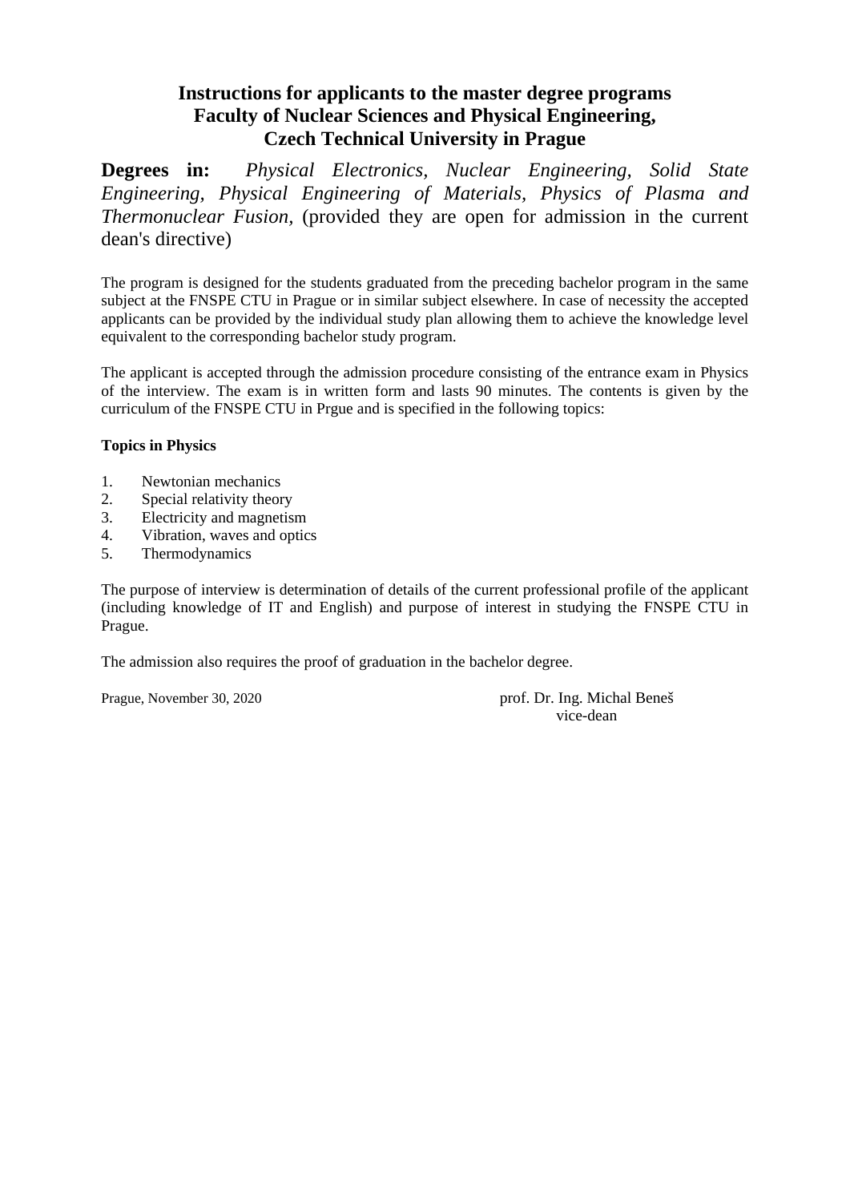# Instructions for applicants to the master degree programs
# Faculty of Nuclear Sciences and Physical Engineering,
# Czech Technical University in Prague

**Degrees in:** *Physical Electronics, Nuclear Engineering, Solid State Engineering, Physical Engineering of Materials, Physics of Plasma and Thermonuclear Fusion,* (provided they are open for admission in the current dean's directive)

The program is designed for the students graduated from the preceding bachelor program in the same subject at the FNSPE CTU in Prague or in similar subject elsewhere. In case of necessity the accepted applicants can be provided by the individual study plan allowing them to achieve the knowledge level equivalent to the corresponding bachelor study program.

The applicant is accepted through the admission procedure consisting of the entrance exam in Physics of the interview. The exam is in written form and lasts 90 minutes. The contents is given by the curriculum of the FNSPE CTU in Prgue and is specified in the following topics:

**Topics in Physics**

1. Newtonian mechanics
2. Special relativity theory
3. Electricity and magnetism
4. Vibration, waves and optics
5. Thermodynamics

The purpose of interview is determination of details of the current professional profile of the applicant (including knowledge of IT and English) and purpose of interest in studying the FNSPE CTU in Prague.

The admission also requires the proof of graduation in the bachelor degree.

Prague, November 30, 2020

prof. Dr. Ing. Michal Beneš
vice-dean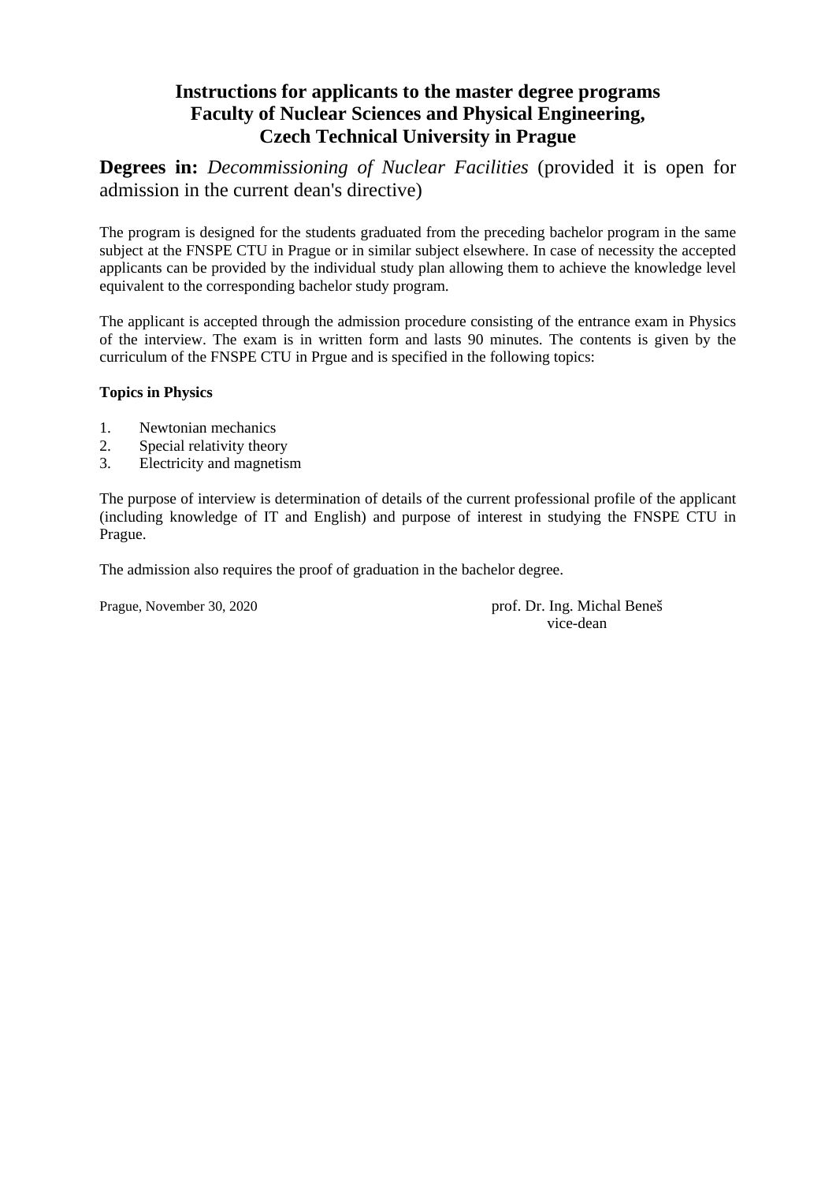# Instructions for applicants to the master degree programs
# Faculty of Nuclear Sciences and Physical Engineering,
# Czech Technical University in Prague

**Degrees in:** *Decommissioning of Nuclear Facilities* (provided it is open for admission in the current dean's directive)

The program is designed for the students graduated from the preceding bachelor program in the same subject at the FNSPE CTU in Prague or in similar subject elsewhere. In case of necessity the accepted applicants can be provided by the individual study plan allowing them to achieve the knowledge level equivalent to the corresponding bachelor study program.

The applicant is accepted through the admission procedure consisting of the entrance exam in Physics of the interview. The exam is in written form and lasts 90 minutes. The contents is given by the curriculum of the FNSPE CTU in Prgue and is specified in the following topics:

**Topics in Physics**

1. Newtonian mechanics
2. Special relativity theory
3. Electricity and magnetism

The purpose of interview is determination of details of the current professional profile of the applicant (including knowledge of IT and English) and purpose of interest in studying the FNSPE CTU in Prague.

The admission also requires the proof of graduation in the bachelor degree.

Prague, November 30, 2020

prof. Dr. Ing. Michal Beneš
vice-dean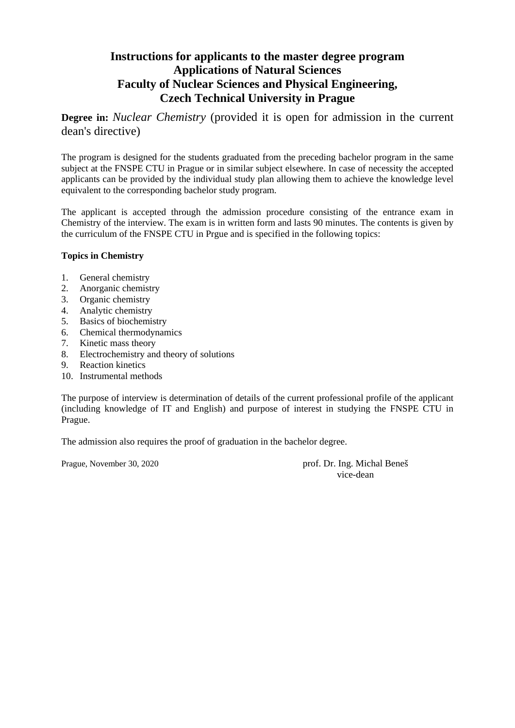# Instructions for applicants to the master degree program
# Applications of Natural Sciences
# Faculty of Nuclear Sciences and Physical Engineering, Czech Technical University in Prague

**Degree in:** *Nuclear Chemistry* (provided it is open for admission in the current dean's directive)

The program is designed for the students graduated from the preceding bachelor program in the same subject at the FNSPE CTU in Prague or in similar subject elsewhere. In case of necessity the accepted applicants can be provided by the individual study plan allowing them to achieve the knowledge level equivalent to the corresponding bachelor study program.

The applicant is accepted through the admission procedure consisting of the entrance exam in Chemistry of the interview. The exam is in written form and lasts 90 minutes. The contents is given by the curriculum of the FNSPE CTU in Prgue and is specified in the following topics:

**Topics in Chemistry**

1. General chemistry
2. Anorganic chemistry
3. Organic chemistry
4. Analytic chemistry
5. Basics of biochemistry
6. Chemical thermodynamics
7. Kinetic mass theory
8. Electrochemistry and theory of solutions
9. Reaction kinetics
10. Instrumental methods

The purpose of interview is determination of details of the current professional profile of the applicant (including knowledge of IT and English) and purpose of interest in studying the FNSPE CTU in Prague.

The admission also requires the proof of graduation in the bachelor degree.

Prague, November 30, 2020

prof. Dr. Ing. Michal Beneš
vice-dean